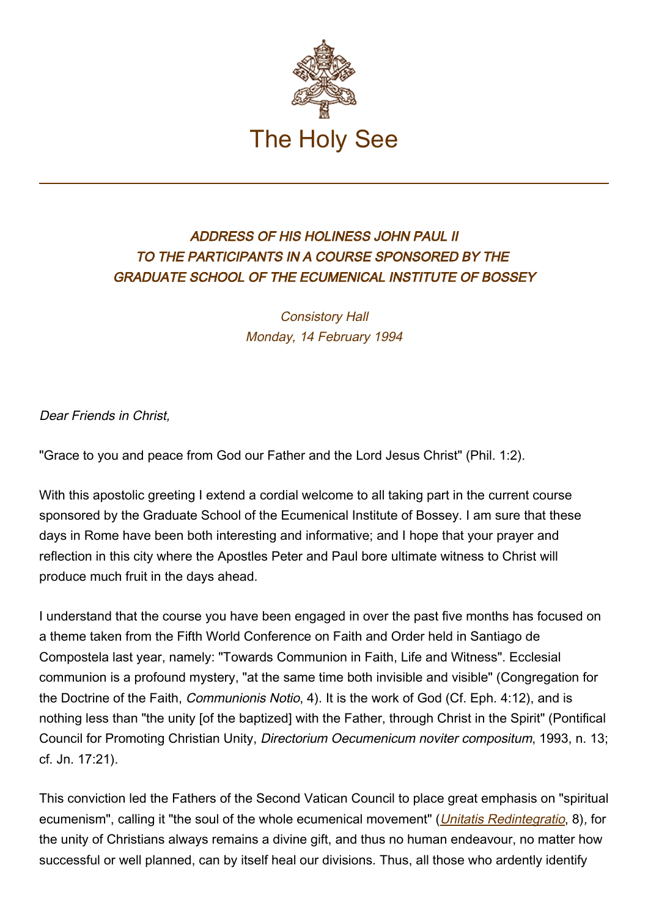# The Holy See

## *ADDRESS OF HIS HOLINESS JOHN PAUL II TO THE PARTICIPANTS IN A COURSE SPONSORED BY THE GRADUATE SCHOOL OF THE ECUMENICAL INSTITUTE OF BOSSEY*

*Consistory Hall*
*Monday, 14 February 1994*

*Dear Friends in Christ,*

"Grace to you and peace from God our Father and the Lord Jesus Christ" (Phil. 1:2).

With this apostolic greeting I extend a cordial welcome to all taking part in the current course sponsored by the Graduate School of the Ecumenical Institute of Bossey. I am sure that these days in Rome have been both interesting and informative; and I hope that your prayer and reflection in this city where the Apostles Peter and Paul bore ultimate witness to Christ will produce much fruit in the days ahead.

I understand that the course you have been engaged in over the past five months has focused on a theme taken from the Fifth World Conference on Faith and Order held in Santiago de Compostela last year, namely: "Towards Communion in Faith, Life and Witness". Ecclesial communion is a profound mystery, "at the same time both invisible and visible" (Congregation for the Doctrine of the Faith, *Communionis Notio*, 4). It is the work of God (Cf. Eph. 4:12), and is nothing less than "the unity [of the baptized] with the Father, through Christ in the Spirit" (Pontifical Council for Promoting Christian Unity, *Directorium Oecumenicum noviter compositum*, 1993, n. 13; cf. Jn. 17:21).

This conviction led the Fathers of the Second Vatican Council to place great emphasis on "spiritual ecumenism", calling it "the soul of the whole ecumenical movement" (*Unitatis Redintegratio*, 8), for the unity of Christians always remains a divine gift, and thus no human endeavour, no matter how successful or well planned, can by itself heal our divisions. Thus, all those who ardently identify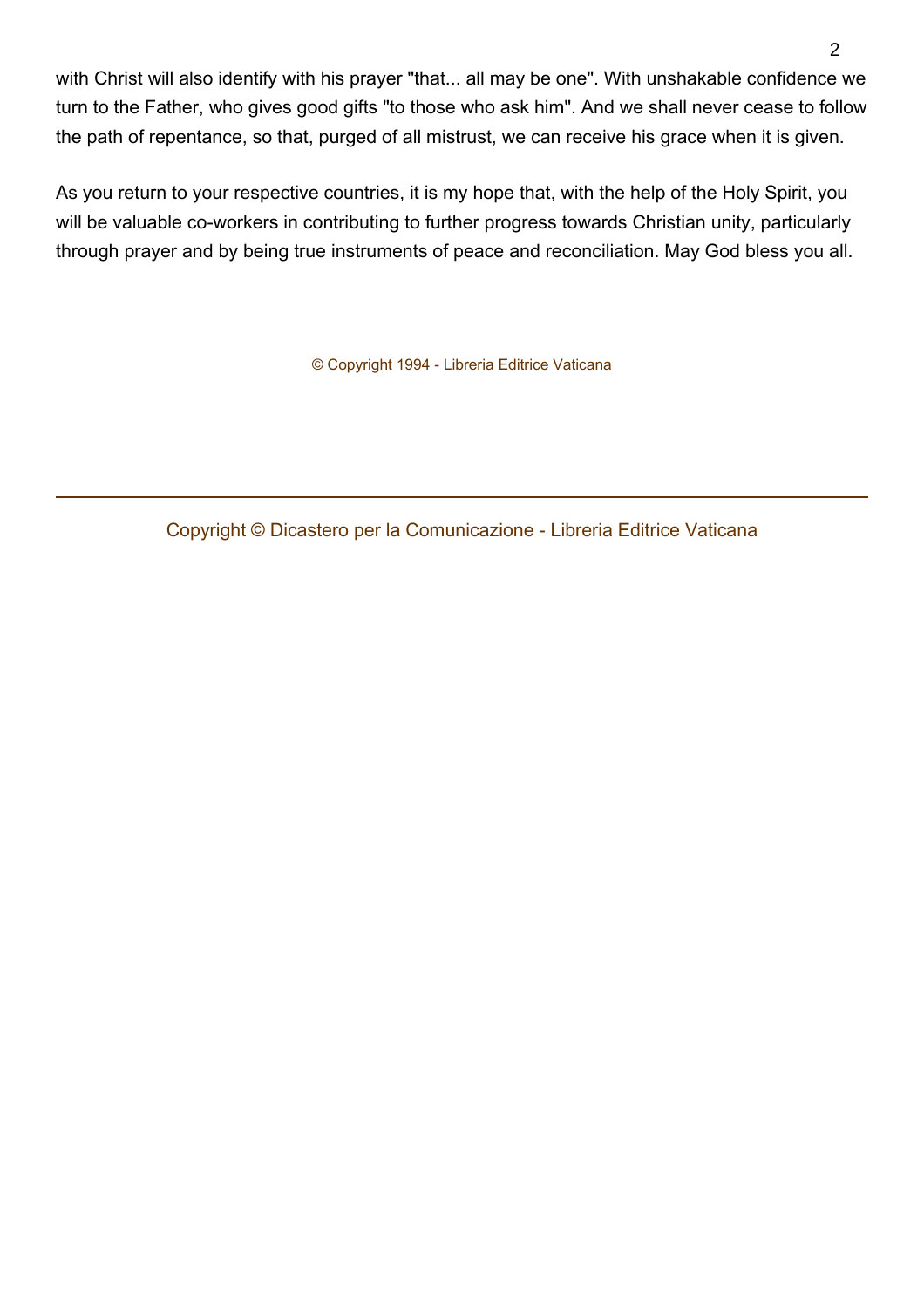with Christ will also identify with his prayer "that... all may be one". With unshakable confidence we turn to the Father, who gives good gifts "to those who ask him". And we shall never cease to follow the path of repentance, so that, purged of all mistrust, we can receive his grace when it is given.

As you return to your respective countries, it is my hope that, with the help of the Holy Spirit, you will be valuable co-workers in contributing to further progress towards Christian unity, particularly through prayer and by being true instruments of peace and reconciliation. May God bless you all.

© Copyright 1994 - Libreria Editrice Vaticana

---

Copyright © Dicastero per la Comunicazione - Libreria Editrice Vaticana